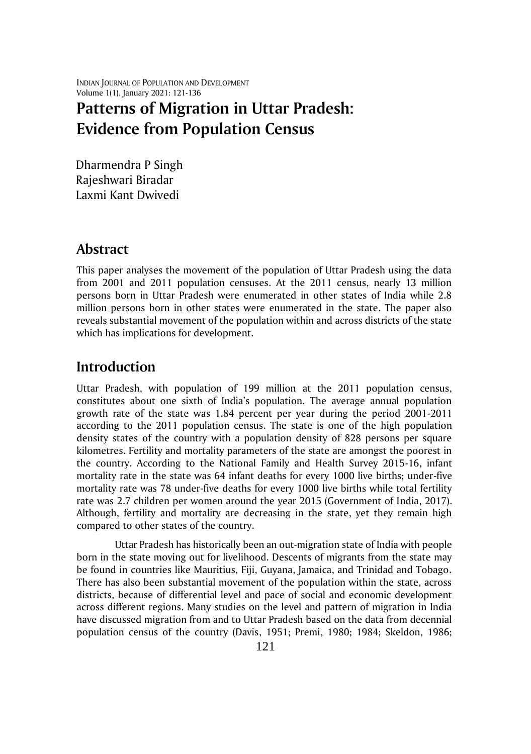# Patterns of Migration in Uttar Pradesh: Evidence from Population Census

Dharmendra P Singh
Rajeshwari Biradar
Laxmi Kant Dwivedi

## Abstract

This paper analyses the movement of the population of Uttar Pradesh using the data from 2001 and 2011 population censuses. At the 2011 census, nearly 13 million persons born in Uttar Pradesh were enumerated in other states of India while 2.8 million persons born in other states were enumerated in the state. The paper also reveals substantial movement of the population within and across districts of the state which has implications for development.

## Introduction

Uttar Pradesh, with population of 199 million at the 2011 population census, constitutes about one sixth of India's population. The average annual population growth rate of the state was 1.84 percent per year during the period 2001-2011 according to the 2011 population census. The state is one of the high population density states of the country with a population density of 828 persons per square kilometres. Fertility and mortality parameters of the state are amongst the poorest in the country. According to the National Family and Health Survey 2015-16, infant mortality rate in the state was 64 infant deaths for every 1000 live births; under-five mortality rate was 78 under-five deaths for every 1000 live births while total fertility rate was 2.7 children per women around the year 2015 (Government of India, 2017). Although, fertility and mortality are decreasing in the state, yet they remain high compared to other states of the country.

Uttar Pradesh has historically been an out-migration state of India with people born in the state moving out for livelihood. Descents of migrants from the state may be found in countries like Mauritius, Fiji, Guyana, Jamaica, and Trinidad and Tobago. There has also been substantial movement of the population within the state, across districts, because of differential level and pace of social and economic development across different regions. Many studies on the level and pattern of migration in India have discussed migration from and to Uttar Pradesh based on the data from decennial population census of the country (Davis, 1951; Premi, 1980; 1984; Skeldon, 1986;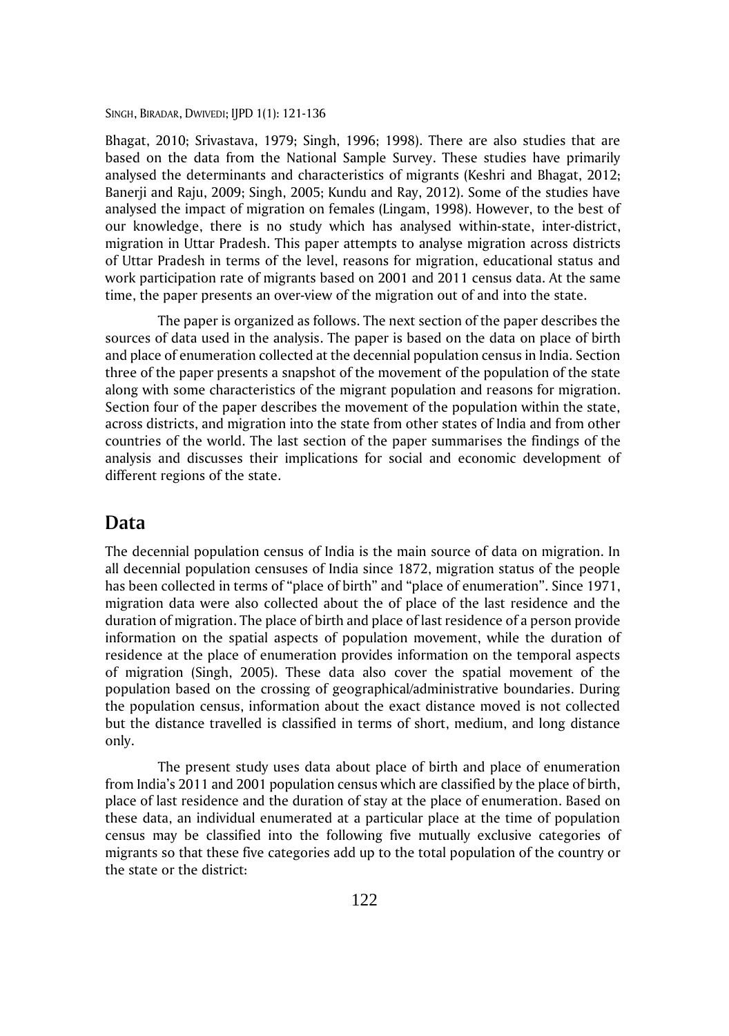Bhagat, 2010; Srivastava, 1979; Singh, 1996; 1998). There are also studies that are based on the data from the National Sample Survey. These studies have primarily analysed the determinants and characteristics of migrants (Keshri and Bhagat, 2012; Banerji and Raju, 2009; Singh, 2005; Kundu and Ray, 2012). Some of the studies have analysed the impact of migration on females (Lingam, 1998). However, to the best of our knowledge, there is no study which has analysed within-state, inter-district, migration in Uttar Pradesh. This paper attempts to analyse migration across districts of Uttar Pradesh in terms of the level, reasons for migration, educational status and work participation rate of migrants based on 2001 and 2011 census data. At the same time, the paper presents an over-view of the migration out of and into the state.

The paper is organized as follows. The next section of the paper describes the sources of data used in the analysis. The paper is based on the data on place of birth and place of enumeration collected at the decennial population census in India. Section three of the paper presents a snapshot of the movement of the population of the state along with some characteristics of the migrant population and reasons for migration. Section four of the paper describes the movement of the population within the state, across districts, and migration into the state from other states of India and from other countries of the world. The last section of the paper summarises the findings of the analysis and discusses their implications for social and economic development of different regions of the state.

## Data

The decennial population census of India is the main source of data on migration. In all decennial population censuses of India since 1872, migration status of the people has been collected in terms of "place of birth" and "place of enumeration". Since 1971, migration data were also collected about the of place of the last residence and the duration of migration. The place of birth and place of last residence of a person provide information on the spatial aspects of population movement, while the duration of residence at the place of enumeration provides information on the temporal aspects of migration (Singh, 2005). These data also cover the spatial movement of the population based on the crossing of geographical/administrative boundaries. During the population census, information about the exact distance moved is not collected but the distance travelled is classified in terms of short, medium, and long distance only.

The present study uses data about place of birth and place of enumeration from India's 2011 and 2001 population census which are classified by the place of birth, place of last residence and the duration of stay at the place of enumeration. Based on these data, an individual enumerated at a particular place at the time of population census may be classified into the following five mutually exclusive categories of migrants so that these five categories add up to the total population of the country or the state or the district: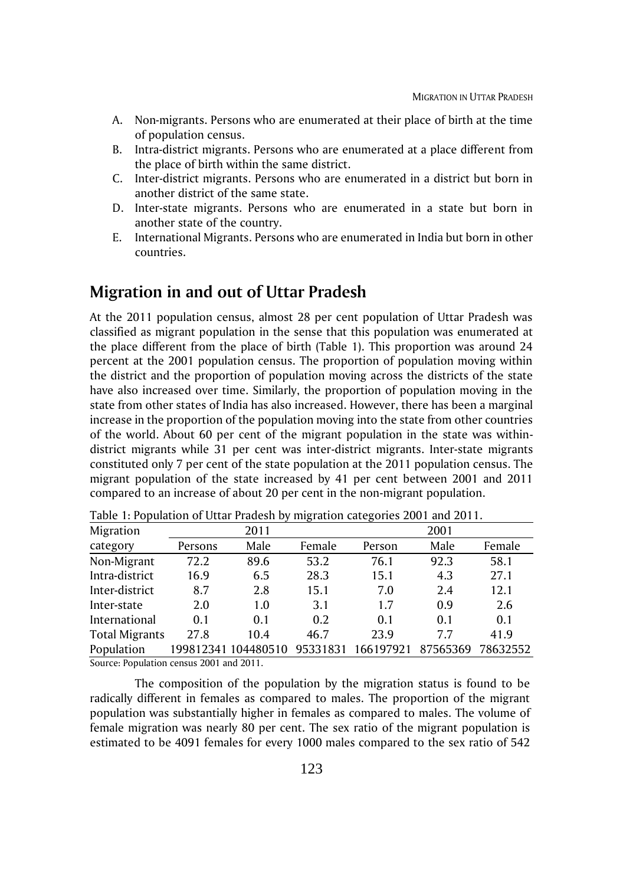A. Non-migrants. Persons who are enumerated at their place of birth at the time of population census.
B. Intra-district migrants. Persons who are enumerated at a place different from the place of birth within the same district.
C. Inter-district migrants. Persons who are enumerated in a district but born in another district of the same state.
D. Inter-state migrants. Persons who are enumerated in a state but born in another state of the country.
E. International Migrants. Persons who are enumerated in India but born in other countries.

## Migration in and out of Uttar Pradesh

At the 2011 population census, almost 28 per cent population of Uttar Pradesh was classified as migrant population in the sense that this population was enumerated at the place different from the place of birth (Table 1). This proportion was around 24 percent at the 2001 population census. The proportion of population moving within the district and the proportion of population moving across the districts of the state have also increased over time. Similarly, the proportion of population moving in the state from other states of India has also increased. However, there has been a marginal increase in the proportion of the population moving into the state from other countries of the world. About 60 per cent of the migrant population in the state was within-district migrants while 31 per cent was inter-district migrants. Inter-state migrants constituted only 7 per cent of the state population at the 2011 population census. The migrant population of the state increased by 41 per cent between 2001 and 2011 compared to an increase of about 20 per cent in the non-migrant population.

Table 1: Population of Uttar Pradesh by migration categories 2001 and 2011.

| Migration category | 2011 | | | 2001 | | |
|---|---|---|---|---|---|---|
| | Persons | Male | Female | Person | Male | Female |
| Non-Migrant | 72.2 | 89.6 | 53.2 | 76.1 | 92.3 | 58.1 |
| Intra-district | 16.9 | 6.5 | 28.3 | 15.1 | 4.3 | 27.1 |
| Inter-district | 8.7 | 2.8 | 15.1 | 7.0 | 2.4 | 12.1 |
| Inter-state | 2.0 | 1.0 | 3.1 | 1.7 | 0.9 | 2.6 |
| International | 0.1 | 0.1 | 0.2 | 0.1 | 0.1 | 0.1 |
| Total Migrants | 27.8 | 10.4 | 46.7 | 23.9 | 7.7 | 41.9 |
| Population | 199812341 | 104480510 | 95331831 | 166197921 | 87565369 | 78632552 |

Source: Population census 2001 and 2011.

The composition of the population by the migration status is found to be radically different in females as compared to males. The proportion of the migrant population was substantially higher in females as compared to males. The volume of female migration was nearly 80 per cent. The sex ratio of the migrant population is estimated to be 4091 females for every 1000 males compared to the sex ratio of 542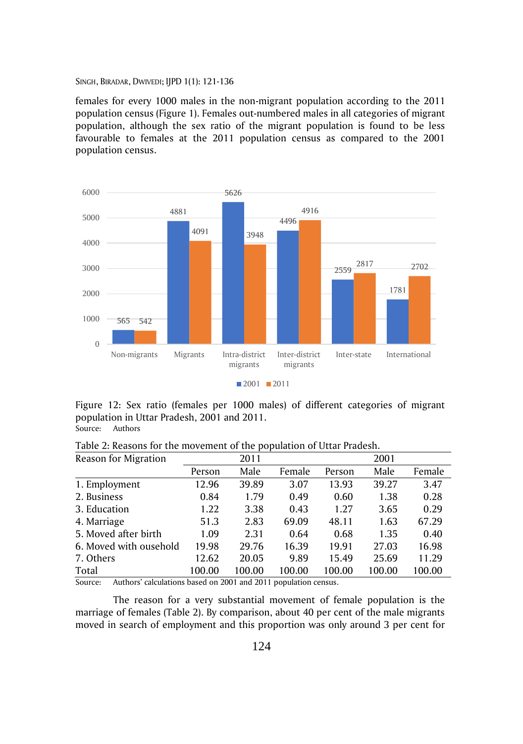females for every 1000 males in the non-migrant population according to the 2011 population census (Figure 1). Females out-numbered males in all categories of migrant population, although the sex ratio of the migrant population is found to be less favourable to females at the 2011 population census as compared to the 2001 population census.

Figure 12: Sex ratio (females per 1000 males) of different categories of migrant population in Uttar Pradesh, 2001 and 2011.
Source: Authors

Table 2: Reasons for the movement of the population of Uttar Pradesh.

| Reason for Migration | 2011 | | | 2001 | | |
|---|---|---|---|---|---|---|
| | Person | Male | Female | Person | Male | Female |
| 1. Employment | 12.96 | 39.89 | 3.07 | 13.93 | 39.27 | 3.47 |
| 2. Business | 0.84 | 1.79 | 0.49 | 0.60 | 1.38 | 0.28 |
| 3. Education | 1.22 | 3.38 | 0.43 | 1.27 | 3.65 | 0.29 |
| 4. Marriage | 51.3 | 2.83 | 69.09 | 48.11 | 1.63 | 67.29 |
| 5. Moved after birth | 1.09 | 2.31 | 0.64 | 0.68 | 1.35 | 0.40 |
| 6. Moved with ousehold | 19.98 | 29.76 | 16.39 | 19.91 | 27.03 | 16.98 |
| 7. Others | 12.62 | 20.05 | 9.89 | 15.49 | 25.69 | 11.29 |
| Total | 100.00 | 100.00 | 100.00 | 100.00 | 100.00 | 100.00 |

Source: Authors' calculations based on 2001 and 2011 population census.

The reason for a very substantial movement of female population is the marriage of females (Table 2). By comparison, about 40 per cent of the male migrants moved in search of employment and this proportion was only around 3 per cent for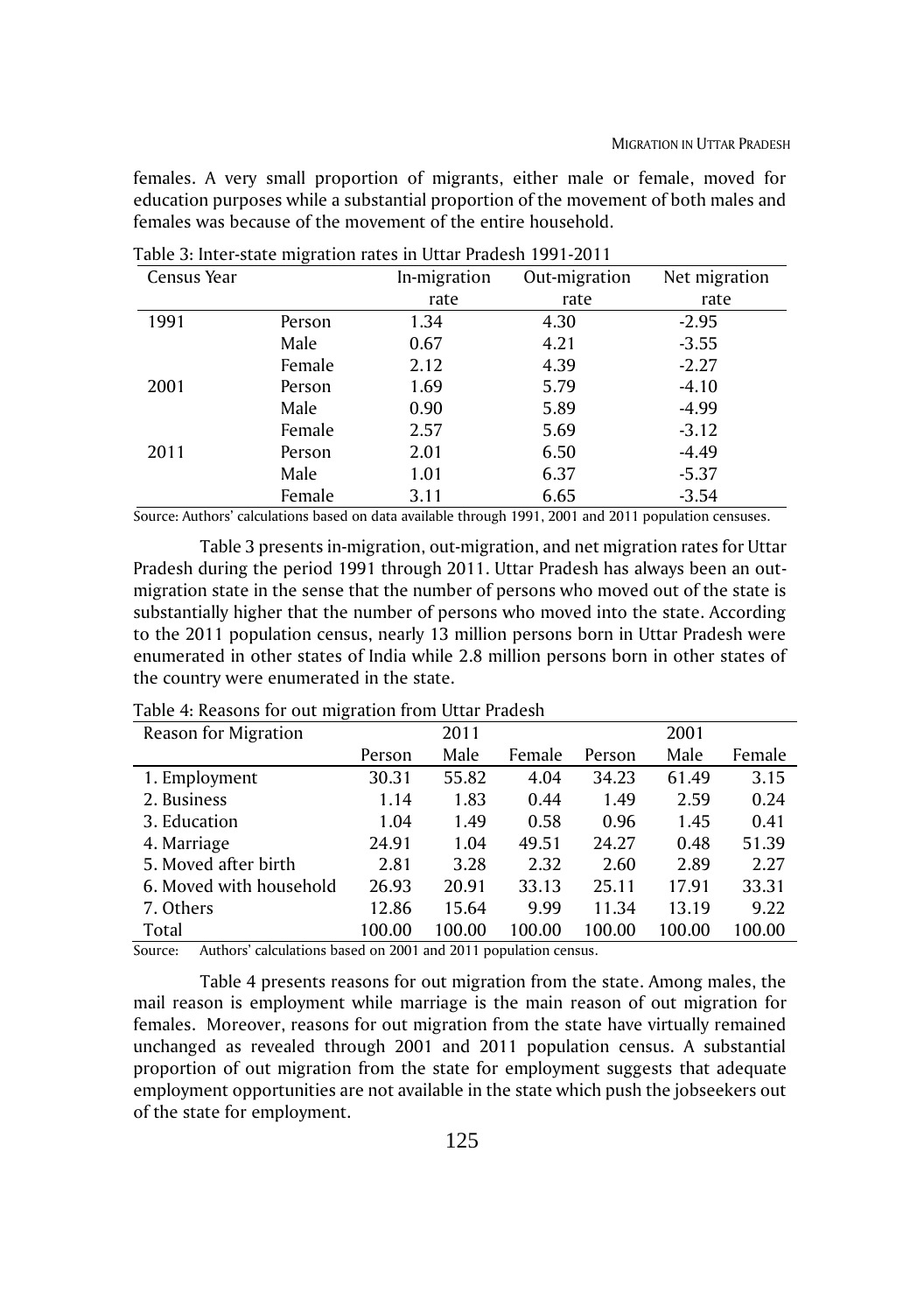females. A very small proportion of migrants, either male or female, moved for education purposes while a substantial proportion of the movement of both males and females was because of the movement of the entire household.

Table 3: Inter-state migration rates in Uttar Pradesh 1991-2011

| Census Year | | In-migration rate | Out-migration rate | Net migration rate |
|---|---|---|---|---|
| 1991 | Person | 1.34 | 4.30 | -2.95 |
| | Male | 0.67 | 4.21 | -3.55 |
| | Female | 2.12 | 4.39 | -2.27 |
| 2001 | Person | 1.69 | 5.79 | -4.10 |
| | Male | 0.90 | 5.89 | -4.99 |
| | Female | 2.57 | 5.69 | -3.12 |
| 2011 | Person | 2.01 | 6.50 | -4.49 |
| | Male | 1.01 | 6.37 | -5.37 |
| | Female | 3.11 | 6.65 | -3.54 |

Source: Authors' calculations based on data available through 1991, 2001 and 2011 population censuses.

Table 3 presents in-migration, out-migration, and net migration rates for Uttar Pradesh during the period 1991 through 2011. Uttar Pradesh has always been an out-migration state in the sense that the number of persons who moved out of the state is substantially higher that the number of persons who moved into the state. According to the 2011 population census, nearly 13 million persons born in Uttar Pradesh were enumerated in other states of India while 2.8 million persons born in other states of the country were enumerated in the state.

Table 4: Reasons for out migration from Uttar Pradesh

| Reason for Migration | 2011 | | | 2001 | | |
|---|---|---|---|---|---|---|
| | Person | Male | Female | Person | Male | Female |
| 1. Employment | 30.31 | 55.82 | 4.04 | 34.23 | 61.49 | 3.15 |
| 2. Business | 1.14 | 1.83 | 0.44 | 1.49 | 2.59 | 0.24 |
| 3. Education | 1.04 | 1.49 | 0.58 | 0.96 | 1.45 | 0.41 |
| 4. Marriage | 24.91 | 1.04 | 49.51 | 24.27 | 0.48 | 51.39 |
| 5. Moved after birth | 2.81 | 3.28 | 2.32 | 2.60 | 2.89 | 2.27 |
| 6. Moved with household | 26.93 | 20.91 | 33.13 | 25.11 | 17.91 | 33.31 |
| 7. Others | 12.86 | 15.64 | 9.99 | 11.34 | 13.19 | 9.22 |
| Total | 100.00 | 100.00 | 100.00 | 100.00 | 100.00 | 100.00 |

Source: Authors' calculations based on 2001 and 2011 population census.

Table 4 presents reasons for out migration from the state. Among males, the mail reason is employment while marriage is the main reason of out migration for females. Moreover, reasons for out migration from the state have virtually remained unchanged as revealed through 2001 and 2011 population census. A substantial proportion of out migration from the state for employment suggests that adequate employment opportunities are not available in the state which push the jobseekers out of the state for employment.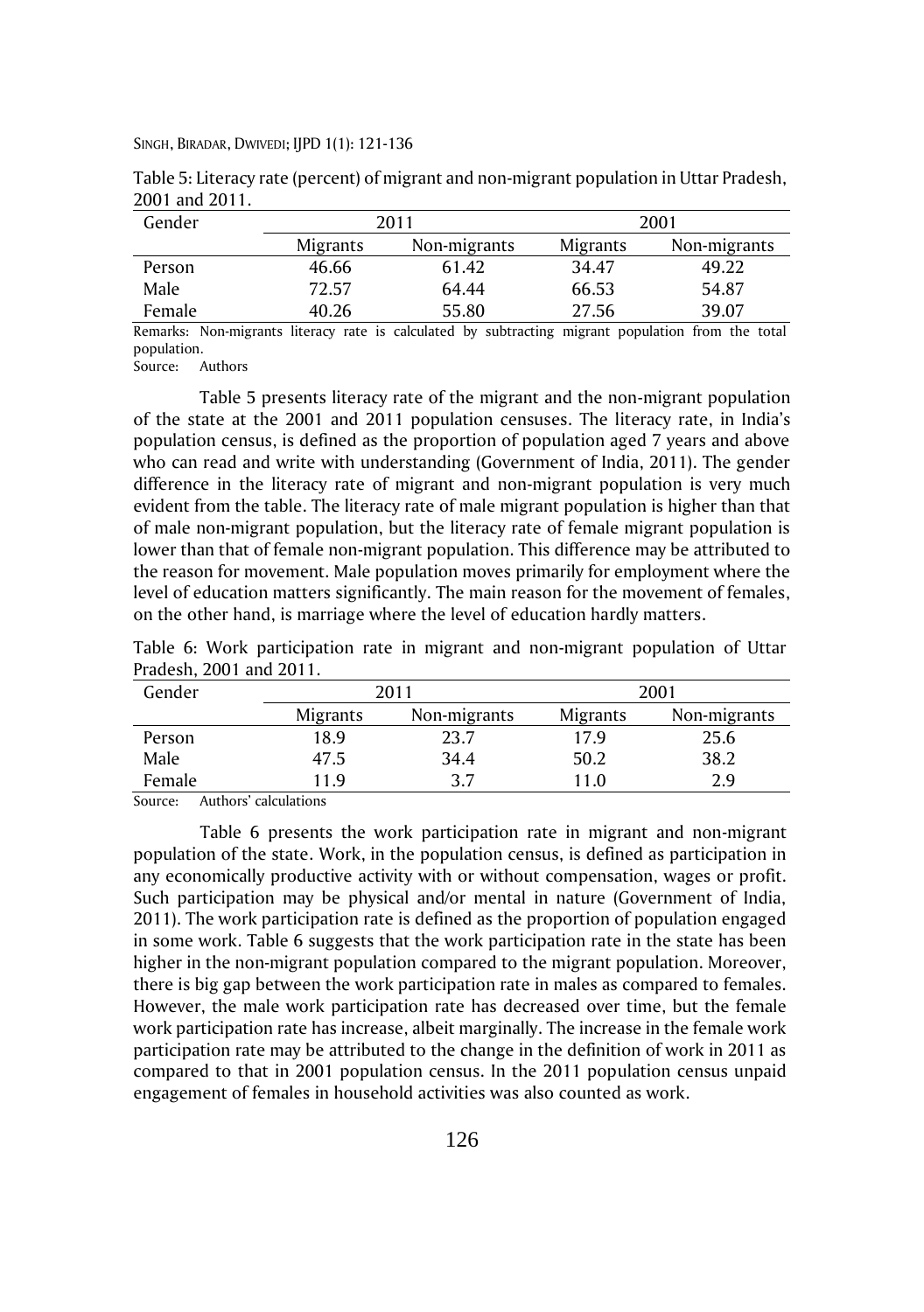Table 5: Literacy rate (percent) of migrant and non-migrant population in Uttar Pradesh, 2001 and 2011.

| Gender | 2011 | | 2001 | |
|---|---|---|---|---|
| | Migrants | Non-migrants | Migrants | Non-migrants |
| Person | 46.66 | 61.42 | 34.47 | 49.22 |
| Male | 72.57 | 64.44 | 66.53 | 54.87 |
| Female | 40.26 | 55.80 | 27.56 | 39.07 |

Remarks: Non-migrants literacy rate is calculated by subtracting migrant population from the total population.
Source: Authors

Table 5 presents literacy rate of the migrant and the non-migrant population of the state at the 2001 and 2011 population censuses. The literacy rate, in India's population census, is defined as the proportion of population aged 7 years and above who can read and write with understanding (Government of India, 2011). The gender difference in the literacy rate of migrant and non-migrant population is very much evident from the table. The literacy rate of male migrant population is higher than that of male non-migrant population, but the literacy rate of female migrant population is lower than that of female non-migrant population. This difference may be attributed to the reason for movement. Male population moves primarily for employment where the level of education matters significantly. The main reason for the movement of females, on the other hand, is marriage where the level of education hardly matters.

Table 6: Work participation rate in migrant and non-migrant population of Uttar Pradesh, 2001 and 2011.

| Gender | 2011 | | 2001 | |
|---|---|---|---|---|
| | Migrants | Non-migrants | Migrants | Non-migrants |
| Person | 18.9 | 23.7 | 17.9 | 25.6 |
| Male | 47.5 | 34.4 | 50.2 | 38.2 |
| Female | 11.9 | 3.7 | 11.0 | 2.9 |

Source: Authors' calculations

Table 6 presents the work participation rate in migrant and non-migrant population of the state. Work, in the population census, is defined as participation in any economically productive activity with or without compensation, wages or profit. Such participation may be physical and/or mental in nature (Government of India, 2011). The work participation rate is defined as the proportion of population engaged in some work. Table 6 suggests that the work participation rate in the state has been higher in the non-migrant population compared to the migrant population. Moreover, there is big gap between the work participation rate in males as compared to females. However, the male work participation rate has decreased over time, but the female work participation rate has increase, albeit marginally. The increase in the female work participation rate may be attributed to the change in the definition of work in 2011 as compared to that in 2001 population census. In the 2011 population census unpaid engagement of females in household activities was also counted as work.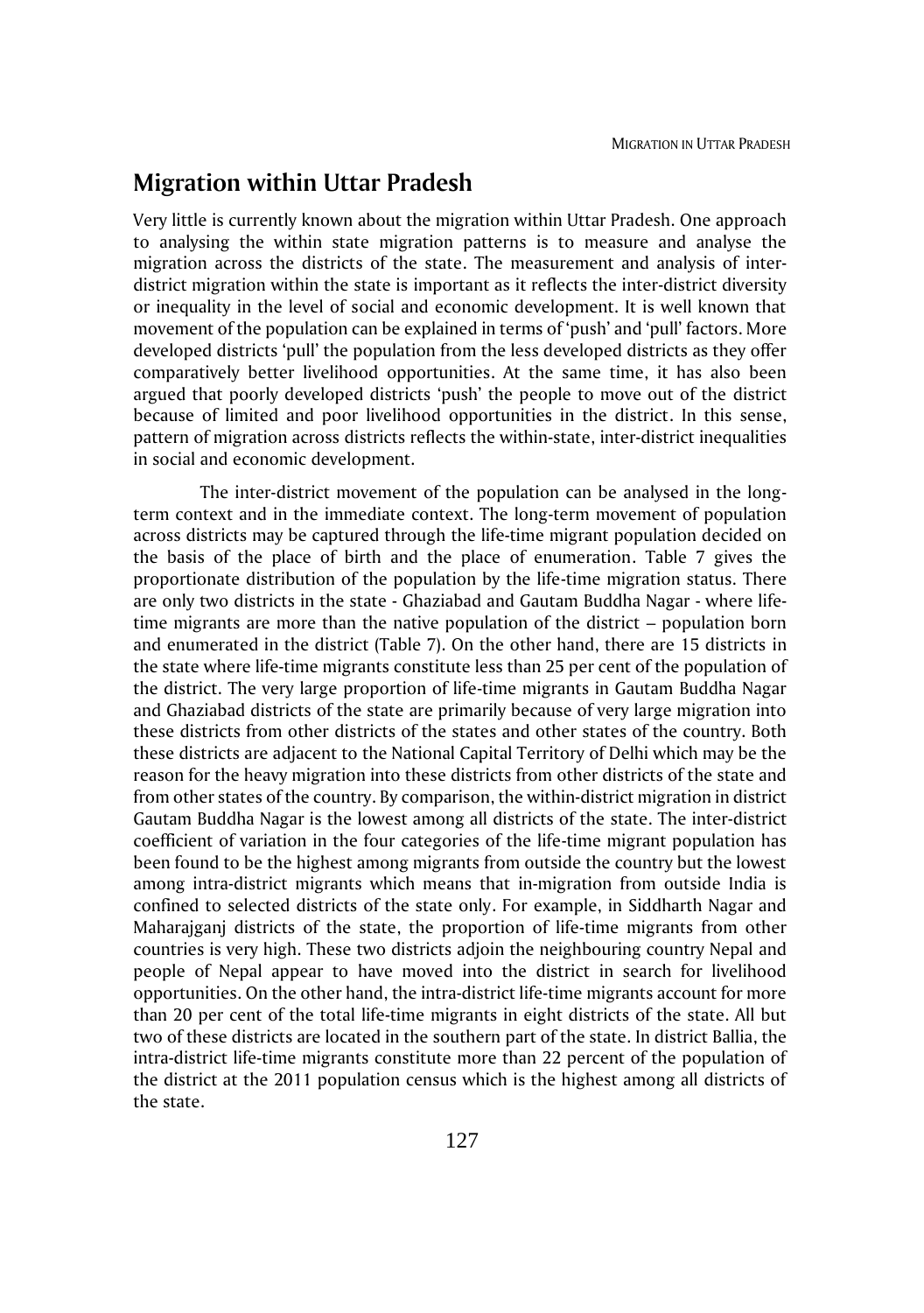## Migration within Uttar Pradesh

Very little is currently known about the migration within Uttar Pradesh. One approach to analysing the within state migration patterns is to measure and analyse the migration across the districts of the state. The measurement and analysis of inter-district migration within the state is important as it reflects the inter-district diversity or inequality in the level of social and economic development. It is well known that movement of the population can be explained in terms of 'push' and 'pull' factors. More developed districts 'pull' the population from the less developed districts as they offer comparatively better livelihood opportunities. At the same time, it has also been argued that poorly developed districts 'push' the people to move out of the district because of limited and poor livelihood opportunities in the district. In this sense, pattern of migration across districts reflects the within-state, inter-district inequalities in social and economic development.

The inter-district movement of the population can be analysed in the long-term context and in the immediate context. The long-term movement of population across districts may be captured through the life-time migrant population decided on the basis of the place of birth and the place of enumeration. Table 7 gives the proportionate distribution of the population by the life-time migration status. There are only two districts in the state - Ghaziabad and Gautam Buddha Nagar - where life-time migrants are more than the native population of the district – population born and enumerated in the district (Table 7). On the other hand, there are 15 districts in the state where life-time migrants constitute less than 25 per cent of the population of the district. The very large proportion of life-time migrants in Gautam Buddha Nagar and Ghaziabad districts of the state are primarily because of very large migration into these districts from other districts of the states and other states of the country. Both these districts are adjacent to the National Capital Territory of Delhi which may be the reason for the heavy migration into these districts from other districts of the state and from other states of the country. By comparison, the within-district migration in district Gautam Buddha Nagar is the lowest among all districts of the state. The inter-district coefficient of variation in the four categories of the life-time migrant population has been found to be the highest among migrants from outside the country but the lowest among intra-district migrants which means that in-migration from outside India is confined to selected districts of the state only. For example, in Siddharth Nagar and Maharajganj districts of the state, the proportion of life-time migrants from other countries is very high. These two districts adjoin the neighbouring country Nepal and people of Nepal appear to have moved into the district in search for livelihood opportunities. On the other hand, the intra-district life-time migrants account for more than 20 per cent of the total life-time migrants in eight districts of the state. All but two of these districts are located in the southern part of the state. In district Ballia, the intra-district life-time migrants constitute more than 22 percent of the population of the district at the 2011 population census which is the highest among all districts of the state.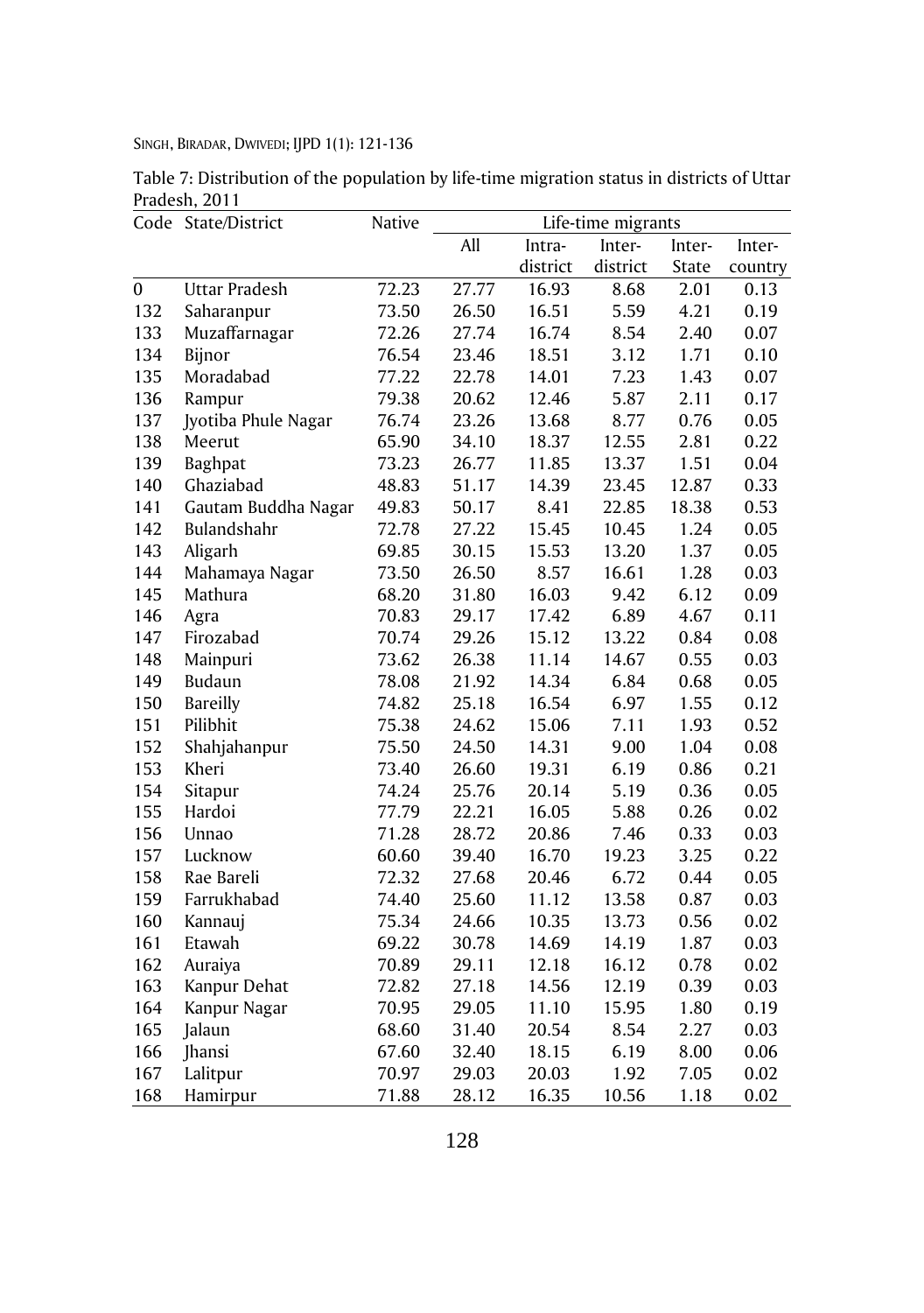Table 7: Distribution of the population by life-time migration status in districts of Uttar Pradesh, 2011

| Code | State/District | Native | Life-time migrants | | | | |
|---|---|---|---|---|---|---|---|
| | | | All | Intra-district | Inter-district | Inter-State | Inter-country |
| 0 | Uttar Pradesh | 72.23 | 27.77 | 16.93 | 8.68 | 2.01 | 0.13 |
| 132 | Saharanpur | 73.50 | 26.50 | 16.51 | 5.59 | 4.21 | 0.19 |
| 133 | Muzaffarnagar | 72.26 | 27.74 | 16.74 | 8.54 | 2.40 | 0.07 |
| 134 | Bijnor | 76.54 | 23.46 | 18.51 | 3.12 | 1.71 | 0.10 |
| 135 | Moradabad | 77.22 | 22.78 | 14.01 | 7.23 | 1.43 | 0.07 |
| 136 | Rampur | 79.38 | 20.62 | 12.46 | 5.87 | 2.11 | 0.17 |
| 137 | Jyotiba Phule Nagar | 76.74 | 23.26 | 13.68 | 8.77 | 0.76 | 0.05 |
| 138 | Meerut | 65.90 | 34.10 | 18.37 | 12.55 | 2.81 | 0.22 |
| 139 | Baghpat | 73.23 | 26.77 | 11.85 | 13.37 | 1.51 | 0.04 |
| 140 | Ghaziabad | 48.83 | 51.17 | 14.39 | 23.45 | 12.87 | 0.33 |
| 141 | Gautam Buddha Nagar | 49.83 | 50.17 | 8.41 | 22.85 | 18.38 | 0.53 |
| 142 | Bulandshahr | 72.78 | 27.22 | 15.45 | 10.45 | 1.24 | 0.05 |
| 143 | Aligarh | 69.85 | 30.15 | 15.53 | 13.20 | 1.37 | 0.05 |
| 144 | Mahamaya Nagar | 73.50 | 26.50 | 8.57 | 16.61 | 1.28 | 0.03 |
| 145 | Mathura | 68.20 | 31.80 | 16.03 | 9.42 | 6.12 | 0.09 |
| 146 | Agra | 70.83 | 29.17 | 17.42 | 6.89 | 4.67 | 0.11 |
| 147 | Firozabad | 70.74 | 29.26 | 15.12 | 13.22 | 0.84 | 0.08 |
| 148 | Mainpuri | 73.62 | 26.38 | 11.14 | 14.67 | 0.55 | 0.03 |
| 149 | Budaun | 78.08 | 21.92 | 14.34 | 6.84 | 0.68 | 0.05 |
| 150 | Bareilly | 74.82 | 25.18 | 16.54 | 6.97 | 1.55 | 0.12 |
| 151 | Pilibhit | 75.38 | 24.62 | 15.06 | 7.11 | 1.93 | 0.52 |
| 152 | Shahjahanpur | 75.50 | 24.50 | 14.31 | 9.00 | 1.04 | 0.08 |
| 153 | Kheri | 73.40 | 26.60 | 19.31 | 6.19 | 0.86 | 0.21 |
| 154 | Sitapur | 74.24 | 25.76 | 20.14 | 5.19 | 0.36 | 0.05 |
| 155 | Hardoi | 77.79 | 22.21 | 16.05 | 5.88 | 0.26 | 0.02 |
| 156 | Unnao | 71.28 | 28.72 | 20.86 | 7.46 | 0.33 | 0.03 |
| 157 | Lucknow | 60.60 | 39.40 | 16.70 | 19.23 | 3.25 | 0.22 |
| 158 | Rae Bareli | 72.32 | 27.68 | 20.46 | 6.72 | 0.44 | 0.05 |
| 159 | Farrukhabad | 74.40 | 25.60 | 11.12 | 13.58 | 0.87 | 0.03 |
| 160 | Kannauj | 75.34 | 24.66 | 10.35 | 13.73 | 0.56 | 0.02 |
| 161 | Etawah | 69.22 | 30.78 | 14.69 | 14.19 | 1.87 | 0.03 |
| 162 | Auraiya | 70.89 | 29.11 | 12.18 | 16.12 | 0.78 | 0.02 |
| 163 | Kanpur Dehat | 72.82 | 27.18 | 14.56 | 12.19 | 0.39 | 0.03 |
| 164 | Kanpur Nagar | 70.95 | 29.05 | 11.10 | 15.95 | 1.80 | 0.19 |
| 165 | Jalaun | 68.60 | 31.40 | 20.54 | 8.54 | 2.27 | 0.03 |
| 166 | Jhansi | 67.60 | 32.40 | 18.15 | 6.19 | 8.00 | 0.06 |
| 167 | Lalitpur | 70.97 | 29.03 | 20.03 | 1.92 | 7.05 | 0.02 |
| 168 | Hamirpur | 71.88 | 28.12 | 16.35 | 10.56 | 1.18 | 0.02 |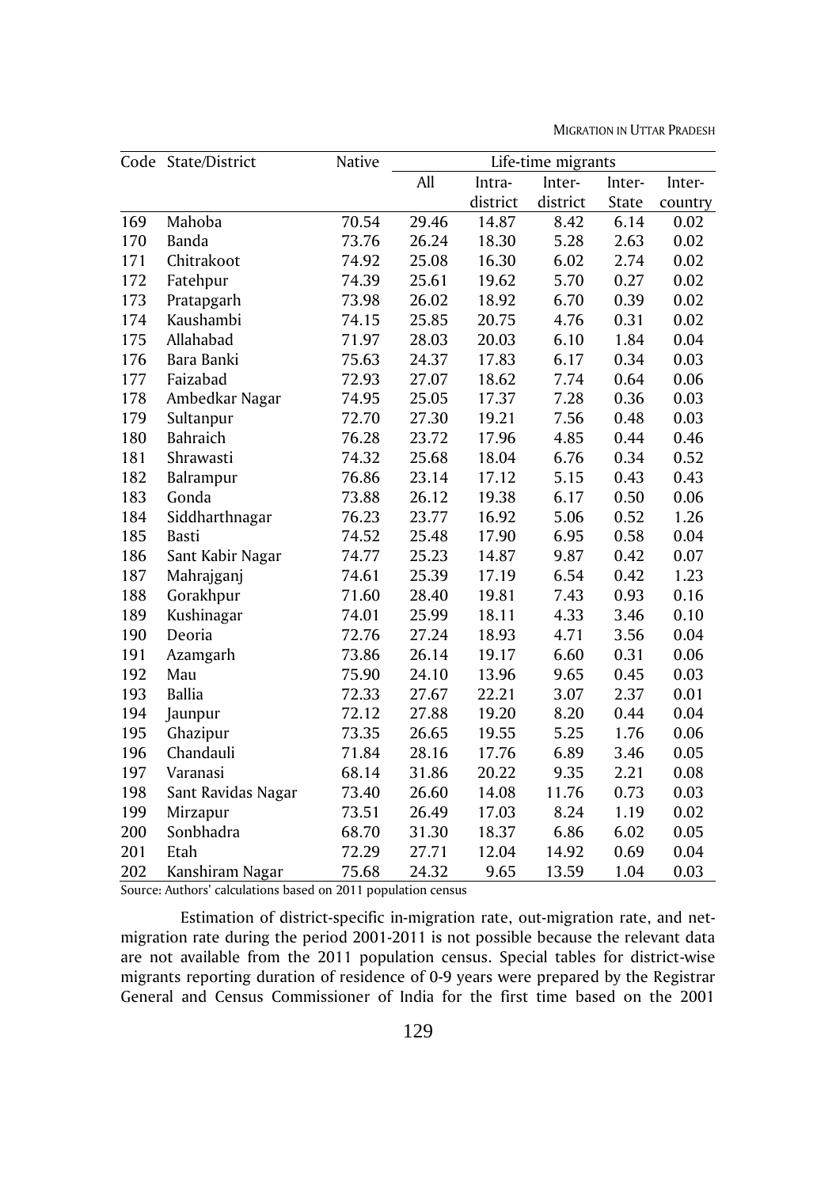| Code | State/District | Native | Life-time migrants | | | | |
|---|---|---|---|---|---|---|---|
| | | | All | Intra-district | Inter-district | Inter-State | Inter-country |
| 169 | Mahoba | 70.54 | 29.46 | 14.87 | 8.42 | 6.14 | 0.02 |
| 170 | Banda | 73.76 | 26.24 | 18.30 | 5.28 | 2.63 | 0.02 |
| 171 | Chitrakoot | 74.92 | 25.08 | 16.30 | 6.02 | 2.74 | 0.02 |
| 172 | Fatehpur | 74.39 | 25.61 | 19.62 | 5.70 | 0.27 | 0.02 |
| 173 | Pratapgarh | 73.98 | 26.02 | 18.92 | 6.70 | 0.39 | 0.02 |
| 174 | Kaushambi | 74.15 | 25.85 | 20.75 | 4.76 | 0.31 | 0.02 |
| 175 | Allahabad | 71.97 | 28.03 | 20.03 | 6.10 | 1.84 | 0.04 |
| 176 | Bara Banki | 75.63 | 24.37 | 17.83 | 6.17 | 0.34 | 0.03 |
| 177 | Faizabad | 72.93 | 27.07 | 18.62 | 7.74 | 0.64 | 0.06 |
| 178 | Ambedkar Nagar | 74.95 | 25.05 | 17.37 | 7.28 | 0.36 | 0.03 |
| 179 | Sultanpur | 72.70 | 27.30 | 19.21 | 7.56 | 0.48 | 0.03 |
| 180 | Bahraich | 76.28 | 23.72 | 17.96 | 4.85 | 0.44 | 0.46 |
| 181 | Shrawasti | 74.32 | 25.68 | 18.04 | 6.76 | 0.34 | 0.52 |
| 182 | Balrampur | 76.86 | 23.14 | 17.12 | 5.15 | 0.43 | 0.43 |
| 183 | Gonda | 73.88 | 26.12 | 19.38 | 6.17 | 0.50 | 0.06 |
| 184 | Siddharthnagar | 76.23 | 23.77 | 16.92 | 5.06 | 0.52 | 1.26 |
| 185 | Basti | 74.52 | 25.48 | 17.90 | 6.95 | 0.58 | 0.04 |
| 186 | Sant Kabir Nagar | 74.77 | 25.23 | 14.87 | 9.87 | 0.42 | 0.07 |
| 187 | Mahrajganj | 74.61 | 25.39 | 17.19 | 6.54 | 0.42 | 1.23 |
| 188 | Gorakhpur | 71.60 | 28.40 | 19.81 | 7.43 | 0.93 | 0.16 |
| 189 | Kushinagar | 74.01 | 25.99 | 18.11 | 4.33 | 3.46 | 0.10 |
| 190 | Deoria | 72.76 | 27.24 | 18.93 | 4.71 | 3.56 | 0.04 |
| 191 | Azamgarh | 73.86 | 26.14 | 19.17 | 6.60 | 0.31 | 0.06 |
| 192 | Mau | 75.90 | 24.10 | 13.96 | 9.65 | 0.45 | 0.03 |
| 193 | Ballia | 72.33 | 27.67 | 22.21 | 3.07 | 2.37 | 0.01 |
| 194 | Jaunpur | 72.12 | 27.88 | 19.20 | 8.20 | 0.44 | 0.04 |
| 195 | Ghazipur | 73.35 | 26.65 | 19.55 | 5.25 | 1.76 | 0.06 |
| 196 | Chandauli | 71.84 | 28.16 | 17.76 | 6.89 | 3.46 | 0.05 |
| 197 | Varanasi | 68.14 | 31.86 | 20.22 | 9.35 | 2.21 | 0.08 |
| 198 | Sant Ravidas Nagar | 73.40 | 26.60 | 14.08 | 11.76 | 0.73 | 0.03 |
| 199 | Mirzapur | 73.51 | 26.49 | 17.03 | 8.24 | 1.19 | 0.02 |
| 200 | Sonbhadra | 68.70 | 31.30 | 18.37 | 6.86 | 6.02 | 0.05 |
| 201 | Etah | 72.29 | 27.71 | 12.04 | 14.92 | 0.69 | 0.04 |
| 202 | Kanshiram Nagar | 75.68 | 24.32 | 9.65 | 13.59 | 1.04 | 0.03 |

Source: Authors' calculations based on 2011 population census

Estimation of district-specific in-migration rate, out-migration rate, and net-migration rate during the period 2001-2011 is not possible because the relevant data are not available from the 2011 population census. Special tables for district-wise migrants reporting duration of residence of 0-9 years were prepared by the Registrar General and Census Commissioner of India for the first time based on the 2001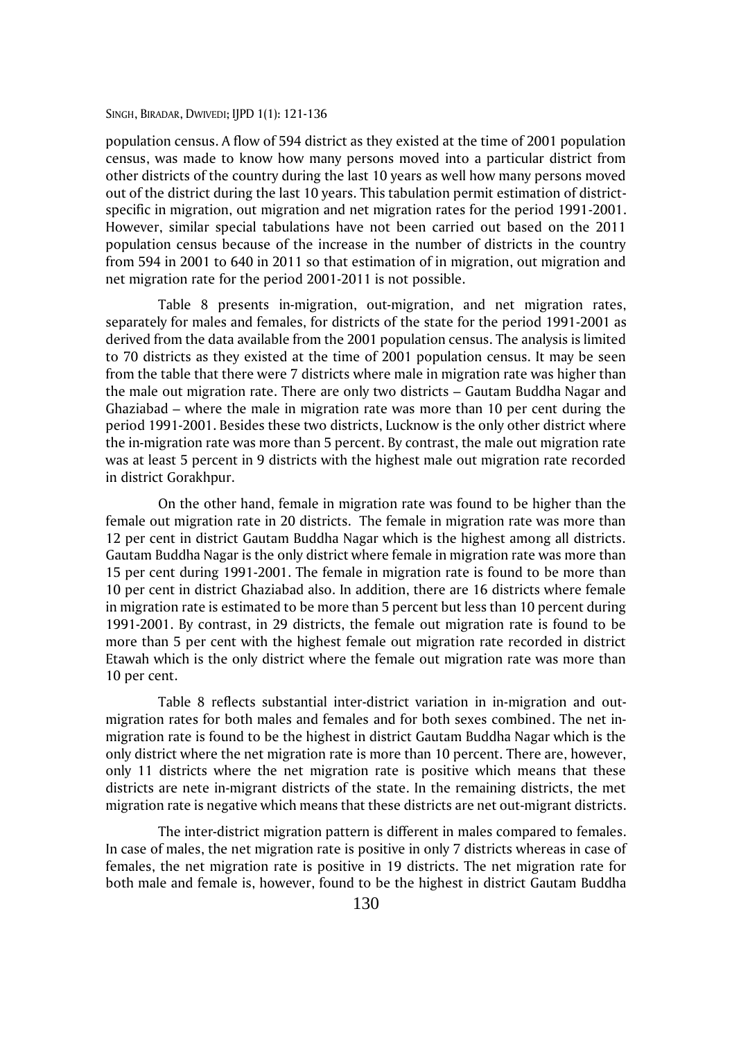population census. A flow of 594 district as they existed at the time of 2001 population census, was made to know how many persons moved into a particular district from other districts of the country during the last 10 years as well how many persons moved out of the district during the last 10 years. This tabulation permit estimation of district-specific in migration, out migration and net migration rates for the period 1991-2001. However, similar special tabulations have not been carried out based on the 2011 population census because of the increase in the number of districts in the country from 594 in 2001 to 640 in 2011 so that estimation of in migration, out migration and net migration rate for the period 2001-2011 is not possible.

Table 8 presents in-migration, out-migration, and net migration rates, separately for males and females, for districts of the state for the period 1991-2001 as derived from the data available from the 2001 population census. The analysis is limited to 70 districts as they existed at the time of 2001 population census. It may be seen from the table that there were 7 districts where male in migration rate was higher than the male out migration rate. There are only two districts – Gautam Buddha Nagar and Ghaziabad – where the male in migration rate was more than 10 per cent during the period 1991-2001. Besides these two districts, Lucknow is the only other district where the in-migration rate was more than 5 percent. By contrast, the male out migration rate was at least 5 percent in 9 districts with the highest male out migration rate recorded in district Gorakhpur.

On the other hand, female in migration rate was found to be higher than the female out migration rate in 20 districts. The female in migration rate was more than 12 per cent in district Gautam Buddha Nagar which is the highest among all districts. Gautam Buddha Nagar is the only district where female in migration rate was more than 15 per cent during 1991-2001. The female in migration rate is found to be more than 10 per cent in district Ghaziabad also. In addition, there are 16 districts where female in migration rate is estimated to be more than 5 percent but less than 10 percent during 1991-2001. By contrast, in 29 districts, the female out migration rate is found to be more than 5 per cent with the highest female out migration rate recorded in district Etawah which is the only district where the female out migration rate was more than 10 per cent.

Table 8 reflects substantial inter-district variation in in-migration and out-migration rates for both males and females and for both sexes combined. The net in-migration rate is found to be the highest in district Gautam Buddha Nagar which is the only district where the net migration rate is more than 10 percent. There are, however, only 11 districts where the net migration rate is positive which means that these districts are nete in-migrant districts of the state. In the remaining districts, the met migration rate is negative which means that these districts are net out-migrant districts.

The inter-district migration pattern is different in males compared to females. In case of males, the net migration rate is positive in only 7 districts whereas in case of females, the net migration rate is positive in 19 districts. The net migration rate for both male and female is, however, found to be the highest in district Gautam Buddha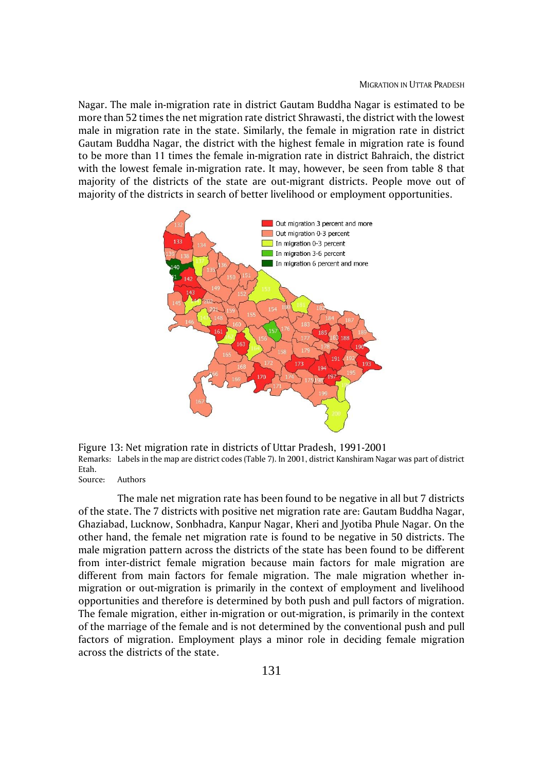Nagar. The male in-migration rate in district Gautam Buddha Nagar is estimated to be more than 52 times the net migration rate district Shrawasti, the district with the lowest male in migration rate in the state. Similarly, the female in migration rate in district Gautam Buddha Nagar, the district with the highest female in migration rate is found to be more than 11 times the female in-migration rate in district Bahraich, the district with the lowest female in-migration rate. It may, however, be seen from table 8 that majority of the districts of the state are out-migrant districts. People move out of majority of the districts in search of better livelihood or employment opportunities.

Figure 13: Net migration rate in districts of Uttar Pradesh, 1991-2001

Remarks: Labels in the map are district codes (Table 7). In 2001, district Kanshiram Nagar was part of district Etah.

Source: Authors

The male net migration rate has been found to be negative in all but 7 districts of the state. The 7 districts with positive net migration rate are: Gautam Buddha Nagar, Ghaziabad, Lucknow, Sonbhadra, Kanpur Nagar, Kheri and Jyotiba Phule Nagar. On the other hand, the female net migration rate is found to be negative in 50 districts. The male migration pattern across the districts of the state has been found to be different from inter-district female migration because main factors for male migration are different from main factors for female migration. The male migration whether in-migration or out-migration is primarily in the context of employment and livelihood opportunities and therefore is determined by both push and pull factors of migration. The female migration, either in-migration or out-migration, is primarily in the context of the marriage of the female and is not determined by the conventional push and pull factors of migration. Employment plays a minor role in deciding female migration across the districts of the state.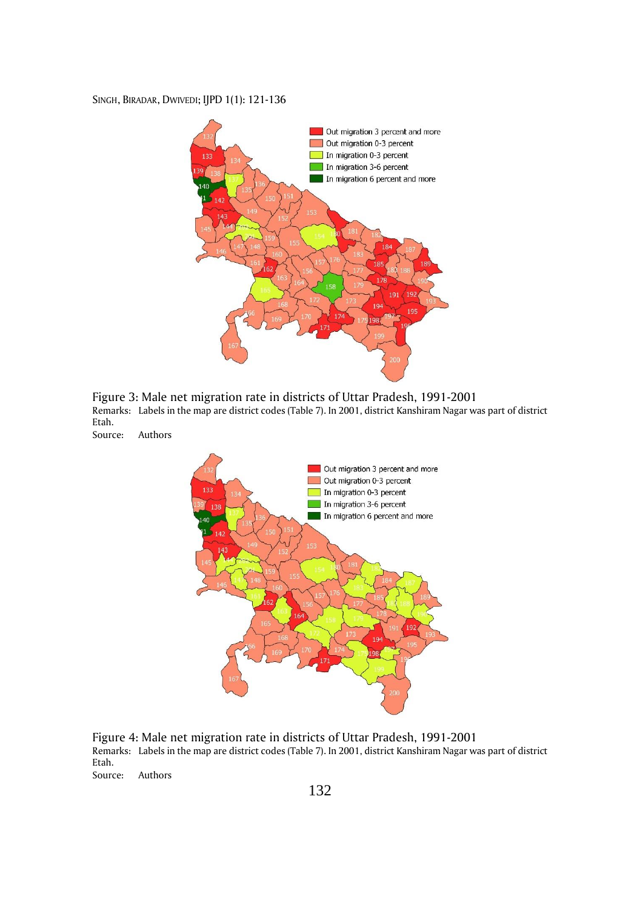Figure 3: Male net migration rate in districts of Uttar Pradesh, 1991-2001

Remarks: Labels in the map are district codes (Table 7). In 2001, district Kanshiram Nagar was part of district Etah.

Source: Authors

Figure 4: Male net migration rate in districts of Uttar Pradesh, 1991-2001

Remarks: Labels in the map are district codes (Table 7). In 2001, district Kanshiram Nagar was part of district Etah.

Source: Authors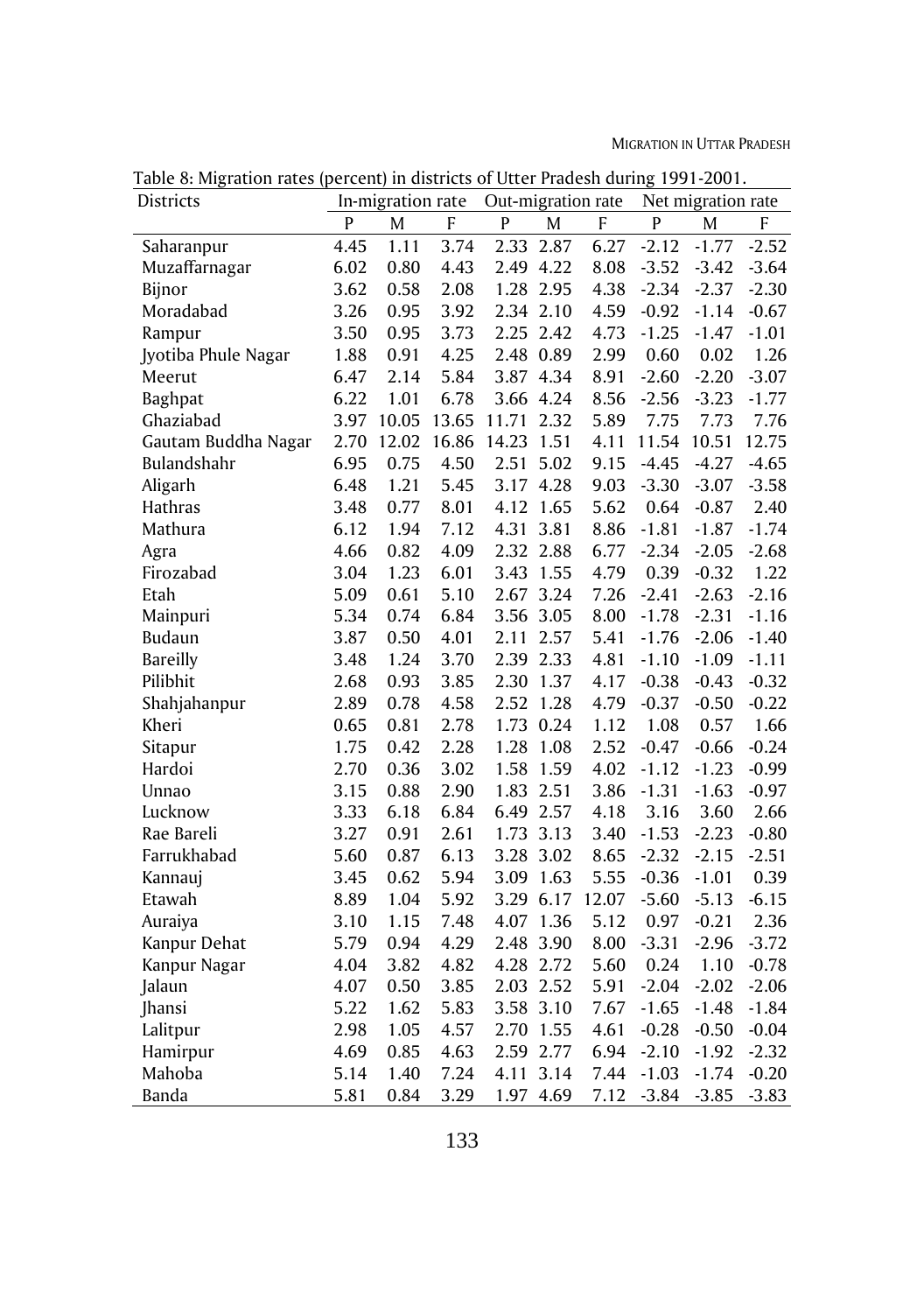Table 8: Migration rates (percent) in districts of Utter Pradesh during 1991-2001.

| Districts | In-migration rate | | | Out-migration rate | | | Net migration rate | | |
|---|---|---|---|---|---|---|---|---|---|
| | P | M | F | P | M | F | P | M | F |
| Saharanpur | 4.45 | 1.11 | 3.74 | 2.33 | 2.87 | 6.27 | -2.12 | -1.77 | -2.52 |
| Muzaffarnagar | 6.02 | 0.80 | 4.43 | 2.49 | 4.22 | 8.08 | -3.52 | -3.42 | -3.64 |
| Bijnor | 3.62 | 0.58 | 2.08 | 1.28 | 2.95 | 4.38 | -2.34 | -2.37 | -2.30 |
| Moradabad | 3.26 | 0.95 | 3.92 | 2.34 | 2.10 | 4.59 | -0.92 | -1.14 | -0.67 |
| Rampur | 3.50 | 0.95 | 3.73 | 2.25 | 2.42 | 4.73 | -1.25 | -1.47 | -1.01 |
| Jyotiba Phule Nagar | 1.88 | 0.91 | 4.25 | 2.48 | 0.89 | 2.99 | 0.60 | 0.02 | 1.26 |
| Meerut | 6.47 | 2.14 | 5.84 | 3.87 | 4.34 | 8.91 | -2.60 | -2.20 | -3.07 |
| Baghpat | 6.22 | 1.01 | 6.78 | 3.66 | 4.24 | 8.56 | -2.56 | -3.23 | -1.77 |
| Ghaziabad | 3.97 | 10.05 | 13.65 | 11.71 | 2.32 | 5.89 | 7.75 | 7.73 | 7.76 |
| Gautam Buddha Nagar | 2.70 | 12.02 | 16.86 | 14.23 | 1.51 | 4.11 | 11.54 | 10.51 | 12.75 |
| Bulandshahr | 6.95 | 0.75 | 4.50 | 2.51 | 5.02 | 9.15 | -4.45 | -4.27 | -4.65 |
| Aligarh | 6.48 | 1.21 | 5.45 | 3.17 | 4.28 | 9.03 | -3.30 | -3.07 | -3.58 |
| Hathras | 3.48 | 0.77 | 8.01 | 4.12 | 1.65 | 5.62 | 0.64 | -0.87 | 2.40 |
| Mathura | 6.12 | 1.94 | 7.12 | 4.31 | 3.81 | 8.86 | -1.81 | -1.87 | -1.74 |
| Agra | 4.66 | 0.82 | 4.09 | 2.32 | 2.88 | 6.77 | -2.34 | -2.05 | -2.68 |
| Firozabad | 3.04 | 1.23 | 6.01 | 3.43 | 1.55 | 4.79 | 0.39 | -0.32 | 1.22 |
| Etah | 5.09 | 0.61 | 5.10 | 2.67 | 3.24 | 7.26 | -2.41 | -2.63 | -2.16 |
| Mainpuri | 5.34 | 0.74 | 6.84 | 3.56 | 3.05 | 8.00 | -1.78 | -2.31 | -1.16 |
| Budaun | 3.87 | 0.50 | 4.01 | 2.11 | 2.57 | 5.41 | -1.76 | -2.06 | -1.40 |
| Bareilly | 3.48 | 1.24 | 3.70 | 2.39 | 2.33 | 4.81 | -1.10 | -1.09 | -1.11 |
| Pilibhit | 2.68 | 0.93 | 3.85 | 2.30 | 1.37 | 4.17 | -0.38 | -0.43 | -0.32 |
| Shahjahanpur | 2.89 | 0.78 | 4.58 | 2.52 | 1.28 | 4.79 | -0.37 | -0.50 | -0.22 |
| Kheri | 0.65 | 0.81 | 2.78 | 1.73 | 0.24 | 1.12 | 1.08 | 0.57 | 1.66 |
| Sitapur | 1.75 | 0.42 | 2.28 | 1.28 | 1.08 | 2.52 | -0.47 | -0.66 | -0.24 |
| Hardoi | 2.70 | 0.36 | 3.02 | 1.58 | 1.59 | 4.02 | -1.12 | -1.23 | -0.99 |
| Unnao | 3.15 | 0.88 | 2.90 | 1.83 | 2.51 | 3.86 | -1.31 | -1.63 | -0.97 |
| Lucknow | 3.33 | 6.18 | 6.84 | 6.49 | 2.57 | 4.18 | 3.16 | 3.60 | 2.66 |
| Rae Bareli | 3.27 | 0.91 | 2.61 | 1.73 | 3.13 | 3.40 | -1.53 | -2.23 | -0.80 |
| Farrukhabad | 5.60 | 0.87 | 6.13 | 3.28 | 3.02 | 8.65 | -2.32 | -2.15 | -2.51 |
| Kannauj | 3.45 | 0.62 | 5.94 | 3.09 | 1.63 | 5.55 | -0.36 | -1.01 | 0.39 |
| Etawah | 8.89 | 1.04 | 5.92 | 3.29 | 6.17 | 12.07 | -5.60 | -5.13 | -6.15 |
| Auraiya | 3.10 | 1.15 | 7.48 | 4.07 | 1.36 | 5.12 | 0.97 | -0.21 | 2.36 |
| Kanpur Dehat | 5.79 | 0.94 | 4.29 | 2.48 | 3.90 | 8.00 | -3.31 | -2.96 | -3.72 |
| Kanpur Nagar | 4.04 | 3.82 | 4.82 | 4.28 | 2.72 | 5.60 | 0.24 | 1.10 | -0.78 |
| Jalaun | 4.07 | 0.50 | 3.85 | 2.03 | 2.52 | 5.91 | -2.04 | -2.02 | -2.06 |
| Jhansi | 5.22 | 1.62 | 5.83 | 3.58 | 3.10 | 7.67 | -1.65 | -1.48 | -1.84 |
| Lalitpur | 2.98 | 1.05 | 4.57 | 2.70 | 1.55 | 4.61 | -0.28 | -0.50 | -0.04 |
| Hamirpur | 4.69 | 0.85 | 4.63 | 2.59 | 2.77 | 6.94 | -2.10 | -1.92 | -2.32 |
| Mahoba | 5.14 | 1.40 | 7.24 | 4.11 | 3.14 | 7.44 | -1.03 | -1.74 | -0.20 |
| Banda | 5.81 | 0.84 | 3.29 | 1.97 | 4.69 | 7.12 | -3.84 | -3.85 | -3.83 |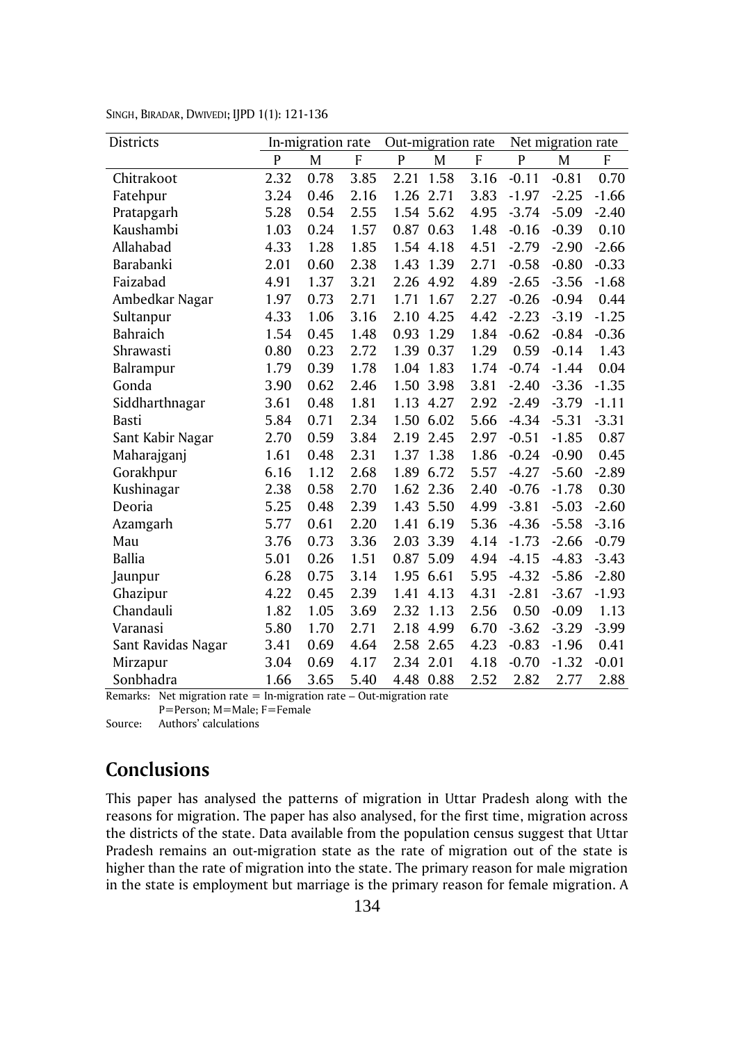| Districts | In-migration rate | | | Out-migration rate | | | Net migration rate | | |
|---|---|---|---|---|---|---|---|---|---|
| | P | M | F | P | M | F | P | M | F |
| Chitrakoot | 2.32 | 0.78 | 3.85 | 2.21 | 1.58 | 3.16 | -0.11 | -0.81 | 0.70 |
| Fatehpur | 3.24 | 0.46 | 2.16 | 1.26 | 2.71 | 3.83 | -1.97 | -2.25 | -1.66 |
| Pratapgarh | 5.28 | 0.54 | 2.55 | 1.54 | 5.62 | 4.95 | -3.74 | -5.09 | -2.40 |
| Kaushambi | 1.03 | 0.24 | 1.57 | 0.87 | 0.63 | 1.48 | -0.16 | -0.39 | 0.10 |
| Allahabad | 4.33 | 1.28 | 1.85 | 1.54 | 4.18 | 4.51 | -2.79 | -2.90 | -2.66 |
| Barabanki | 2.01 | 0.60 | 2.38 | 1.43 | 1.39 | 2.71 | -0.58 | -0.80 | -0.33 |
| Faizabad | 4.91 | 1.37 | 3.21 | 2.26 | 4.92 | 4.89 | -2.65 | -3.56 | -1.68 |
| Ambedkar Nagar | 1.97 | 0.73 | 2.71 | 1.71 | 1.67 | 2.27 | -0.26 | -0.94 | 0.44 |
| Sultanpur | 4.33 | 1.06 | 3.16 | 2.10 | 4.25 | 4.42 | -2.23 | -3.19 | -1.25 |
| Bahraich | 1.54 | 0.45 | 1.48 | 0.93 | 1.29 | 1.84 | -0.62 | -0.84 | -0.36 |
| Shrawasti | 0.80 | 0.23 | 2.72 | 1.39 | 0.37 | 1.29 | 0.59 | -0.14 | 1.43 |
| Balrampur | 1.79 | 0.39 | 1.78 | 1.04 | 1.83 | 1.74 | -0.74 | -1.44 | 0.04 |
| Gonda | 3.90 | 0.62 | 2.46 | 1.50 | 3.98 | 3.81 | -2.40 | -3.36 | -1.35 |
| Siddharthnagar | 3.61 | 0.48 | 1.81 | 1.13 | 4.27 | 2.92 | -2.49 | -3.79 | -1.11 |
| Basti | 5.84 | 0.71 | 2.34 | 1.50 | 6.02 | 5.66 | -4.34 | -5.31 | -3.31 |
| Sant Kabir Nagar | 2.70 | 0.59 | 3.84 | 2.19 | 2.45 | 2.97 | -0.51 | -1.85 | 0.87 |
| Maharajganj | 1.61 | 0.48 | 2.31 | 1.37 | 1.38 | 1.86 | -0.24 | -0.90 | 0.45 |
| Gorakhpur | 6.16 | 1.12 | 2.68 | 1.89 | 6.72 | 5.57 | -4.27 | -5.60 | -2.89 |
| Kushinagar | 2.38 | 0.58 | 2.70 | 1.62 | 2.36 | 2.40 | -0.76 | -1.78 | 0.30 |
| Deoria | 5.25 | 0.48 | 2.39 | 1.43 | 5.50 | 4.99 | -3.81 | -5.03 | -2.60 |
| Azamgarh | 5.77 | 0.61 | 2.20 | 1.41 | 6.19 | 5.36 | -4.36 | -5.58 | -3.16 |
| Mau | 3.76 | 0.73 | 3.36 | 2.03 | 3.39 | 4.14 | -1.73 | -2.66 | -0.79 |
| Ballia | 5.01 | 0.26 | 1.51 | 0.87 | 5.09 | 4.94 | -4.15 | -4.83 | -3.43 |
| Jaunpur | 6.28 | 0.75 | 3.14 | 1.95 | 6.61 | 5.95 | -4.32 | -5.86 | -2.80 |
| Ghazipur | 4.22 | 0.45 | 2.39 | 1.41 | 4.13 | 4.31 | -2.81 | -3.67 | -1.93 |
| Chandauli | 1.82 | 1.05 | 3.69 | 2.32 | 1.13 | 2.56 | 0.50 | -0.09 | 1.13 |
| Varanasi | 5.80 | 1.70 | 2.71 | 2.18 | 4.99 | 6.70 | -3.62 | -3.29 | -3.99 |
| Sant Ravidas Nagar | 3.41 | 0.69 | 4.64 | 2.58 | 2.65 | 4.23 | -0.83 | -1.96 | 0.41 |
| Mirzapur | 3.04 | 0.69 | 4.17 | 2.34 | 2.01 | 4.18 | -0.70 | -1.32 | -0.01 |
| Sonbhadra | 1.66 | 3.65 | 5.40 | 4.48 | 0.88 | 2.52 | 2.82 | 2.77 | 2.88 |

Remarks: Net migration rate = In-migration rate – Out-migration rate
P=Person; M=Male; F=Female

Source: Authors' calculations

## Conclusions

This paper has analysed the patterns of migration in Uttar Pradesh along with the reasons for migration. The paper has also analysed, for the first time, migration across the districts of the state. Data available from the population census suggest that Uttar Pradesh remains an out-migration state as the rate of migration out of the state is higher than the rate of migration into the state. The primary reason for male migration in the state is employment but marriage is the primary reason for female migration. A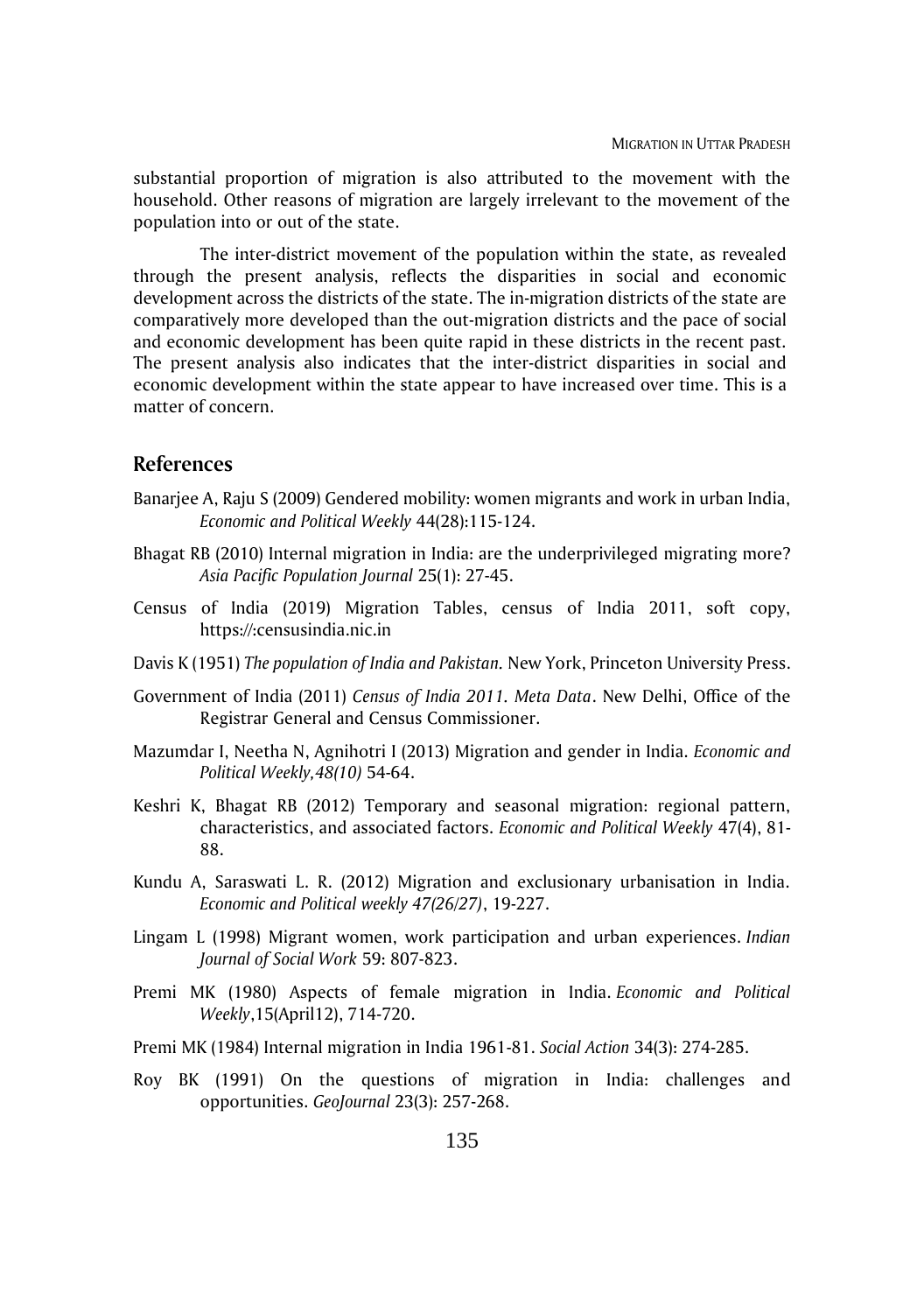substantial proportion of migration is also attributed to the movement with the household. Other reasons of migration are largely irrelevant to the movement of the population into or out of the state.

The inter-district movement of the population within the state, as revealed through the present analysis, reflects the disparities in social and economic development across the districts of the state. The in-migration districts of the state are comparatively more developed than the out-migration districts and the pace of social and economic development has been quite rapid in these districts in the recent past. The present analysis also indicates that the inter-district disparities in social and economic development within the state appear to have increased over time. This is a matter of concern.

## References

Banarjee A, Raju S (2009) Gendered mobility: women migrants and work in urban India, *Economic and Political Weekly* 44(28):115-124.

Bhagat RB (2010) Internal migration in India: are the underprivileged migrating more? *Asia Pacific Population Journal* 25(1): 27-45.

Census of India (2019) Migration Tables, census of India 2011, soft copy, https://:censusindia.nic.in

Davis K (1951) *The population of India and Pakistan*. New York, Princeton University Press.

Government of India (2011) *Census of India 2011. Meta Data*. New Delhi, Office of the Registrar General and Census Commissioner.

Mazumdar I, Neetha N, Agnihotri I (2013) Migration and gender in India. *Economic and Political Weekly,48(10)* 54-64.

Keshri K, Bhagat RB (2012) Temporary and seasonal migration: regional pattern, characteristics, and associated factors. *Economic and Political Weekly* 47(4), 81-88.

Kundu A, Saraswati L. R. (2012) Migration and exclusionary urbanisation in India. *Economic and Political weekly 47(26/27)*, 19-227.

Lingam L (1998) Migrant women, work participation and urban experiences. *Indian Journal of Social Work* 59: 807-823.

Premi MK (1980) Aspects of female migration in India. *Economic and Political Weekly*,15(April12), 714-720.

Premi MK (1984) Internal migration in India 1961-81. *Social Action* 34(3): 274-285.

Roy BK (1991) On the questions of migration in India: challenges and opportunities. *GeoJournal* 23(3): 257-268.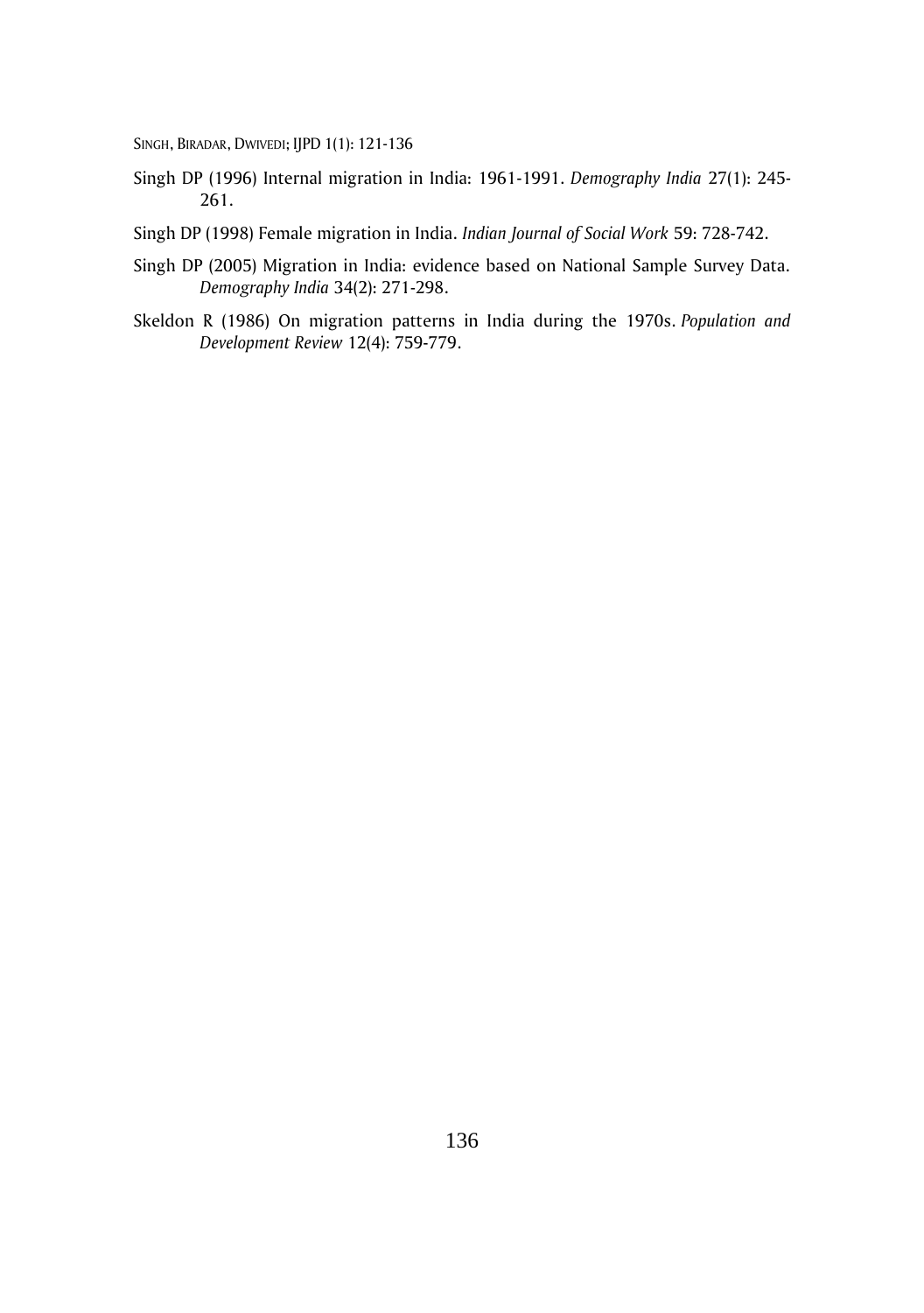Singh DP (1996) Internal migration in India: 1961-1991. *Demography India* 27(1): 245-261.

Singh DP (1998) Female migration in India. *Indian Journal of Social Work* 59: 728-742.

Singh DP (2005) Migration in India: evidence based on National Sample Survey Data. *Demography India* 34(2): 271-298.

Skeldon R (1986) On migration patterns in India during the 1970s. *Population and Development Review* 12(4): 759-779.